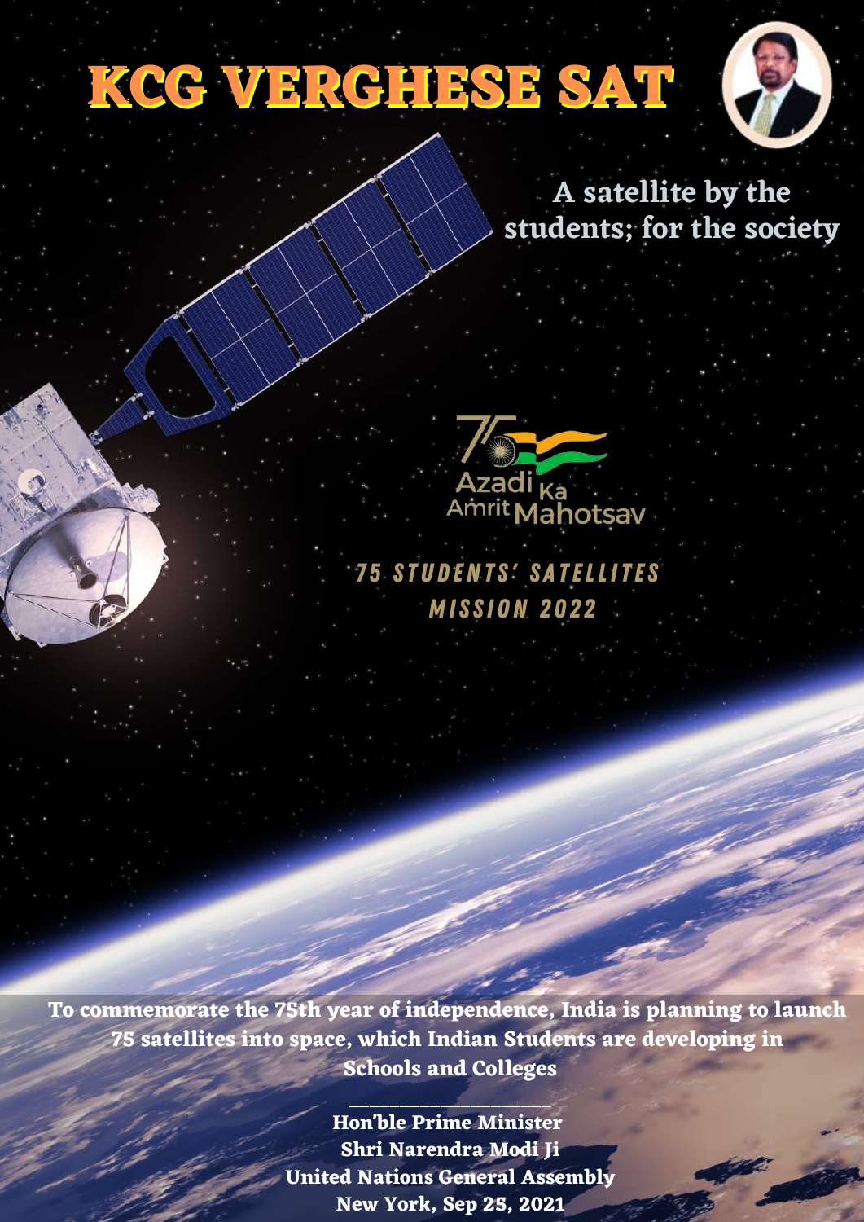# KCG VERGHESE SAT

## A satellite by the students; for the society

Azadi Ka Amrit Mahotsav

***75 STUDENTS' SATELLITES MISSION 2022***

**To commemorate the 75th year of independence, India is planning to launch 75 satellites into space, which Indian Students are developing in Schools and Colleges**

**Hon'ble Prime Minister**
**Shri Narendra Modi Ji**
**United Nations General Assembly**
**New York, Sep 25, 2021**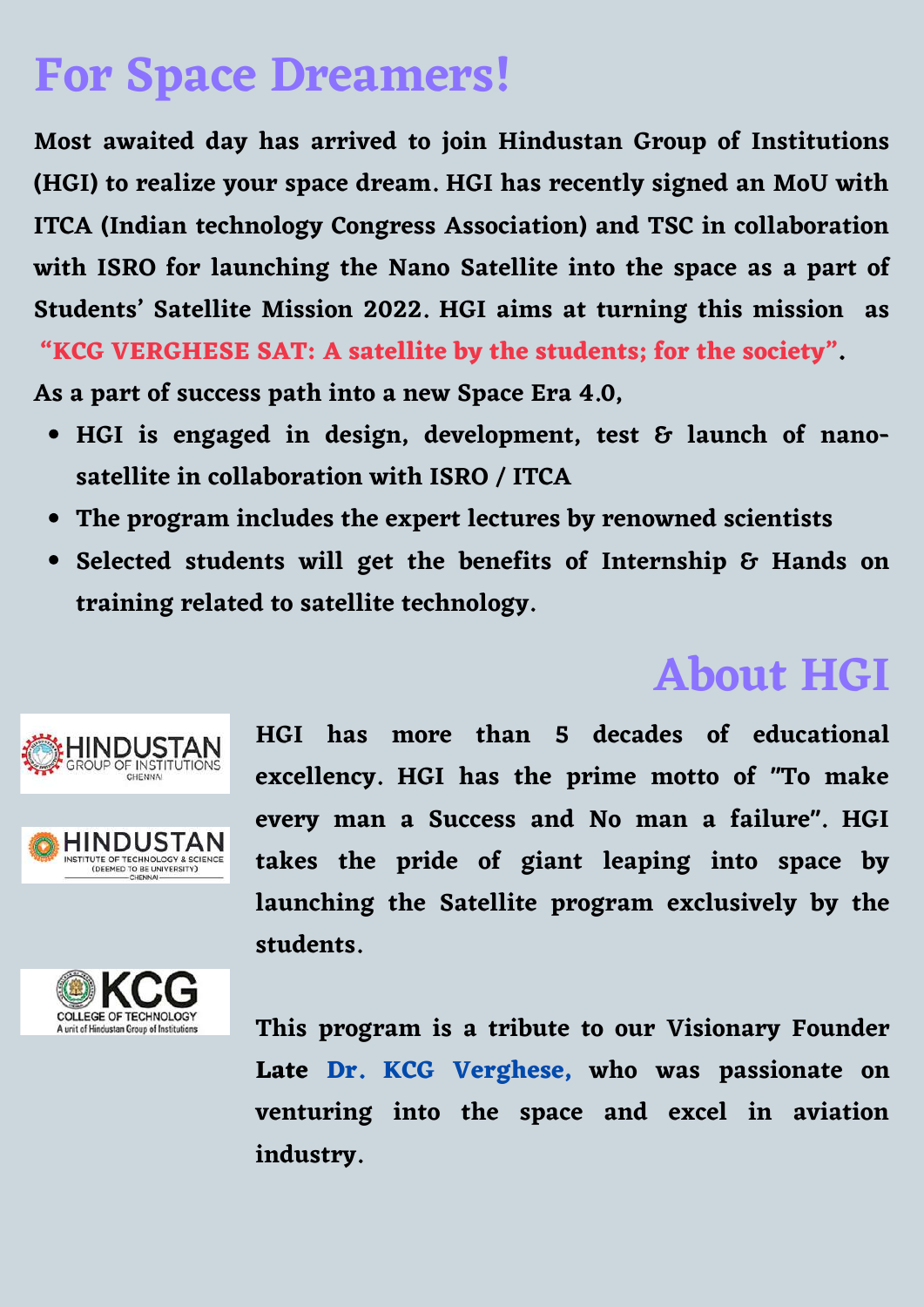# For Space Dreamers!

**Most awaited day has arrived to join Hindustan Group of Institutions (HGI) to realize your space dream. HGI has recently signed an MoU with ITCA (Indian technology Congress Association) and TSC in collaboration with ISRO for launching the Nano Satellite into the space as a part of Students' Satellite Mission 2022. HGI aims at turning this mission as "KCG VERGHESE SAT: A satellite by the students; for the society".**

**As a part of success path into a new Space Era 4.0,**

- **HGI is engaged in design, development, test & launch of nano-satellite in collaboration with ISRO / ITCA**
- **The program includes the expert lectures by renowned scientists**
- **Selected students will get the benefits of Internship & Hands on training related to satellite technology.**

## About HGI

HINDUSTAN GROUP OF INSTITUTIONS CHENNAI

HINDUSTAN INSTITUTE OF TECHNOLOGY & SCIENCE (DEEMED TO BE UNIVERSITY) CHENNAI

KCG COLLEGE OF TECHNOLOGY A unit of Hindustan Group of Institutions

**HGI has more than 5 decades of educational excellency. HGI has the prime motto of "To make every man a Success and No man a failure". HGI takes the pride of giant leaping into space by launching the Satellite program exclusively by the students.**

**This program is a tribute to our Visionary Founder Late Dr. KCG Verghese, who was passionate on venturing into the space and excel in aviation industry.**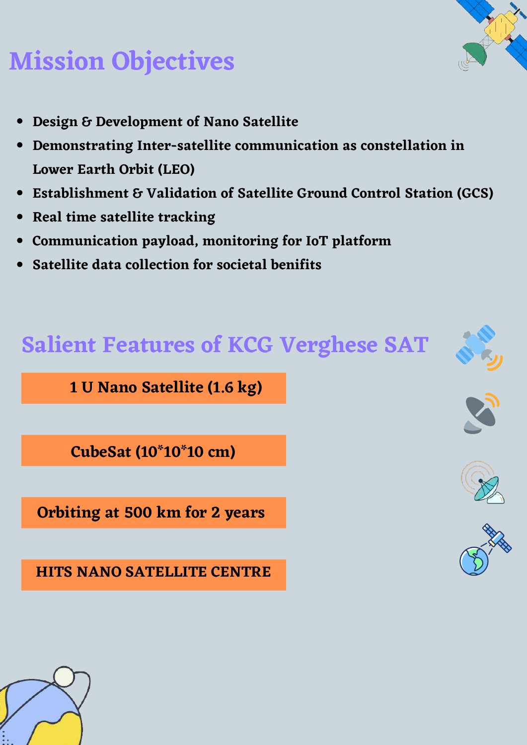# Mission Objectives

- Design & Development of Nano Satellite
- Demonstrating Inter-satellite communication as constellation in Lower Earth Orbit (LEO)
- Establishment & Validation of Satellite Ground Control Station (GCS)
- Real time satellite tracking
- Communication payload, monitoring for IoT platform
- Satellite data collection for societal benifits

# Salient Features of KCG Verghese SAT

**1 U Nano Satellite (1.6 kg)**

**CubeSat (10*10*10 cm)**

**Orbiting at 500 km for 2 years**

**HITS NANO SATELLITE CENTRE**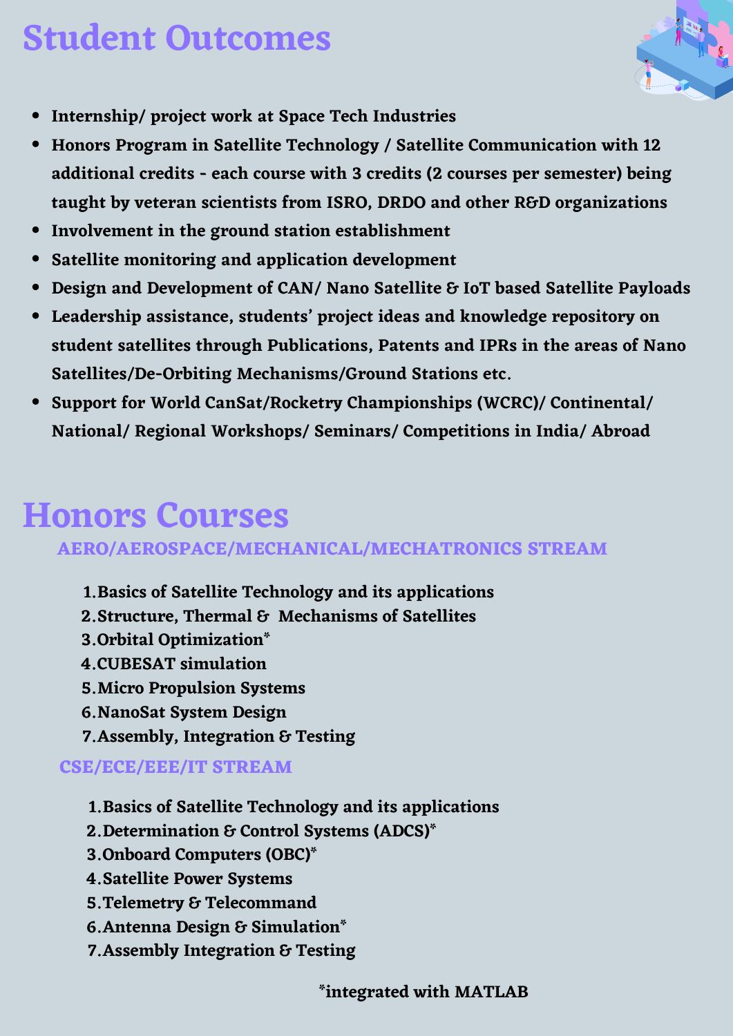# Student Outcomes

- **Internship/ project work at Space Tech Industries**
- **Honors Program in Satellite Technology / Satellite Communication with 12 additional credits - each course with 3 credits (2 courses per semester) being taught by veteran scientists from ISRO, DRDO and other R&D organizations**
- **Involvement in the ground station establishment**
- **Satellite monitoring and application development**
- **Design and Development of CAN/ Nano Satellite & IoT based Satellite Payloads**
- **Leadership assistance, students' project ideas and knowledge repository on student satellites through Publications, Patents and IPRs in the areas of Nano Satellites/De-Orbiting Mechanisms/Ground Stations etc.**
- **Support for World CanSat/Rocketry Championships (WCRC)/ Continental/ National/ Regional Workshops/ Seminars/ Competitions in India/ Abroad**

# Honors Courses

### AERO/AEROSPACE/MECHANICAL/MECHATRONICS STREAM

1. **Basics of Satellite Technology and its applications**
2. **Structure, Thermal & Mechanisms of Satellites**
3. **Orbital Optimization***
4. **CUBESAT simulation**
5. **Micro Propulsion Systems**
6. **NanoSat System Design**
7. **Assembly, Integration & Testing**

### CSE/ECE/EEE/IT STREAM

1. **Basics of Satellite Technology and its applications**
2. **Determination & Control Systems (ADCS)***
3. **Onboard Computers (OBC)***
4. **Satellite Power Systems**
5. **Telemetry & Telecommand**
6. **Antenna Design & Simulation***
7. **Assembly Integration & Testing**

**\*integrated with MATLAB**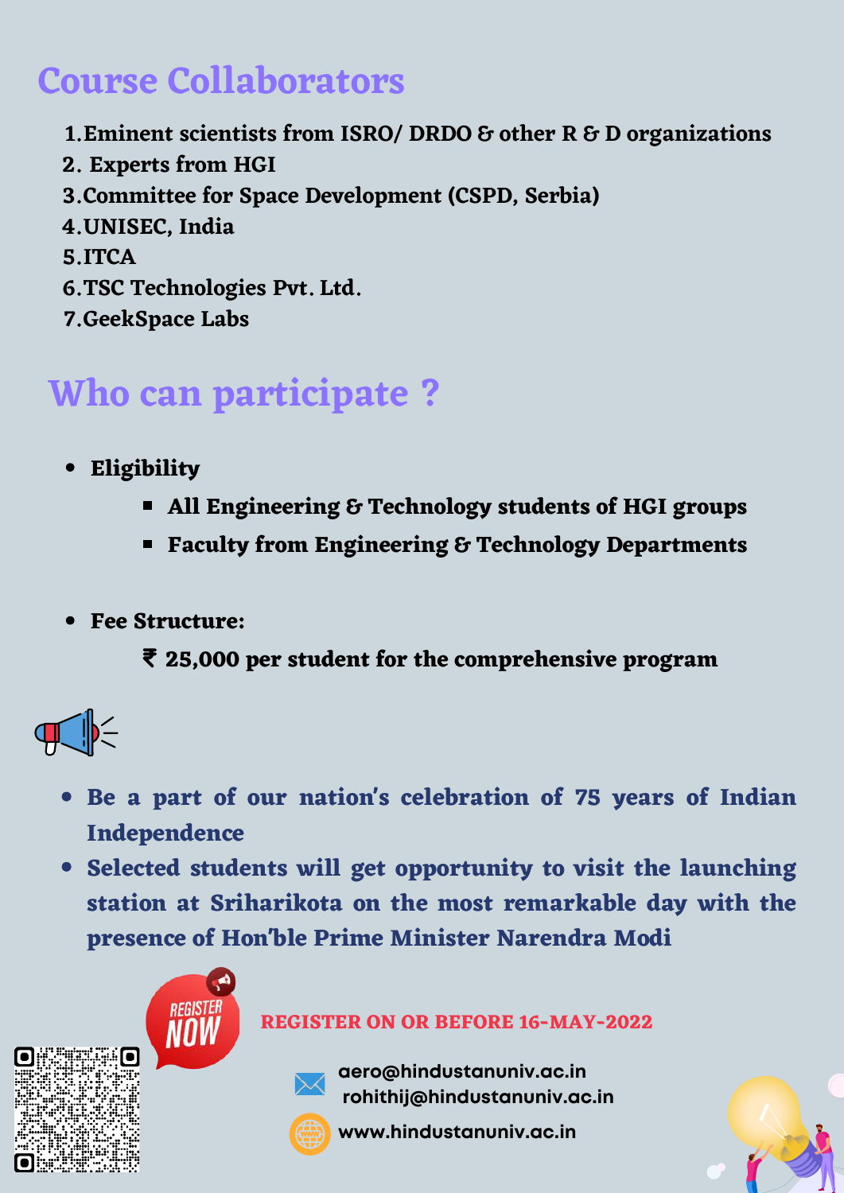## Course Collaborators

1. Eminent scientists from ISRO/ DRDO & other R & D organizations
2. Experts from HGI
3. Committee for Space Development (CSPD, Serbia)
4. UNISEC, India
5. ITCA
6. TSC Technologies Pvt. Ltd.
7. GeekSpace Labs

## Who can participate ?

- **Eligibility**
  - **All Engineering & Technology students of HGI groups**
  - **Faculty from Engineering & Technology Departments**

- **Fee Structure:**

  **₹ 25,000 per student for the comprehensive program**

- **Be a part of our nation's celebration of 75 years of Indian Independence**
- **Selected students will get opportunity to visit the launching station at Sriharikota on the most remarkable day with the presence of Hon'ble Prime Minister Narendra Modi**

REGISTER NOW

**REGISTER ON OR BEFORE 16-MAY-2022**

aero@hindustanuniv.ac.in
rohithij@hindustanuniv.ac.in

www.hindustanuniv.ac.in